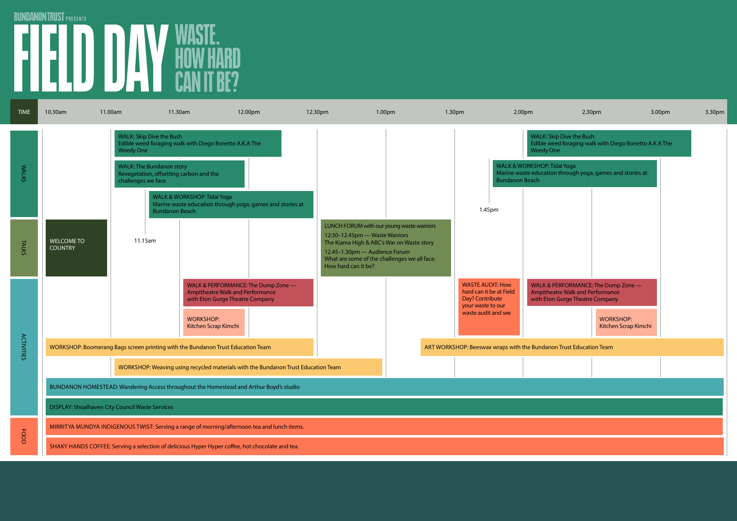BUNDANON TRUST PRESENTS

# FIELD DAY

## WASTE. HOW HARD CAN IT BE?

| TIME | 10.30am | 11.00am | 11.30am | 12.00pm | 12.30pm | 1.00pm | 1.30pm | 2.00pm | 2.30pm | 3.00pm | 3.30pm |
|---|---|---|---|---|---|---|---|---|---|---|---|

### WALKS

- **11.00am** — WALK: Skip Dive the Bush — Edible weed foraging walk with Diego Bonetto A.K.A The Weedy One
- **11.00am** — WALK: The Bundanon story — Revegetation, offsetting carbon and the challenges we face
- **11.15am** — WALK & WORKSHOP: Tidal Yoga — Marine waste education through yoga, games and stories at Bundanon Beach
- **1.45pm** — WALK & WORKSHOP: Tidal Yoga — Marine waste education through yoga, games and stories at Bundanon Beach
- **2.00pm** — WALK: Skip Dive the Bush — Edible weed foraging walk with Diego Bonetto A.K.A The Weedy One

### TALKS

- **10.30am** — WELCOME TO COUNTRY
- **12.30pm** — LUNCH FORUM with our young waste warriors
  - 12:30–12.45pm — Waste Warriors: The Kiama High & ABC's War on Waste story
  - 12.45–1.30pm — Audience Forum: What are some of the challenges we all face. How hard can it be?

### ACTIVITIES

- **11.30am** — WALK & PERFORMANCE: The Dump Zone — Ampitheatre Walk and Performance with Eton Gorge Theatre Company
- **11.30am** — WORKSHOP: Kitchen Scrap Kimchi
- **1.30pm** — WASTE AUDIT: How hard can it be at Field Day? Contribute your waste to our waste audit and see
- **2.00pm** — WALK & PERFORMANCE: The Dump Zone — Ampitheatre Walk and Performance with Eton Gorge Theatre Company
- **2.30pm** — WORKSHOP: Kitchen Scrap Kimchi
- **10.30am** — WORKSHOP: Boomerang Bags screen printing with the Bundanon Trust Education Team
- **1.15pm** — ART WORKSHOP: Beeswax wraps with the Bundanon Trust Education Team
- **11.00am** — WORKSHOP: Weaving using recycled materials with the Bundanon Trust Education Team
- **All day** — BUNDANON HOMESTEAD: Wandering Access throughout the Homestead and Arthur Boyd's studio
- **All day** — DISPLAY: Shoalhaven City Council Waste Services

### FOOD

- **All day** — MIRRITYA MUNDYA INDIGENOUS TWIST: Serving a range of morning/afternoon tea and lunch items.
- **All day** — SHAKY HANDS COFFEE: Serving a selection of delicious Hyper Hyper coffee, hot chocolate and tea.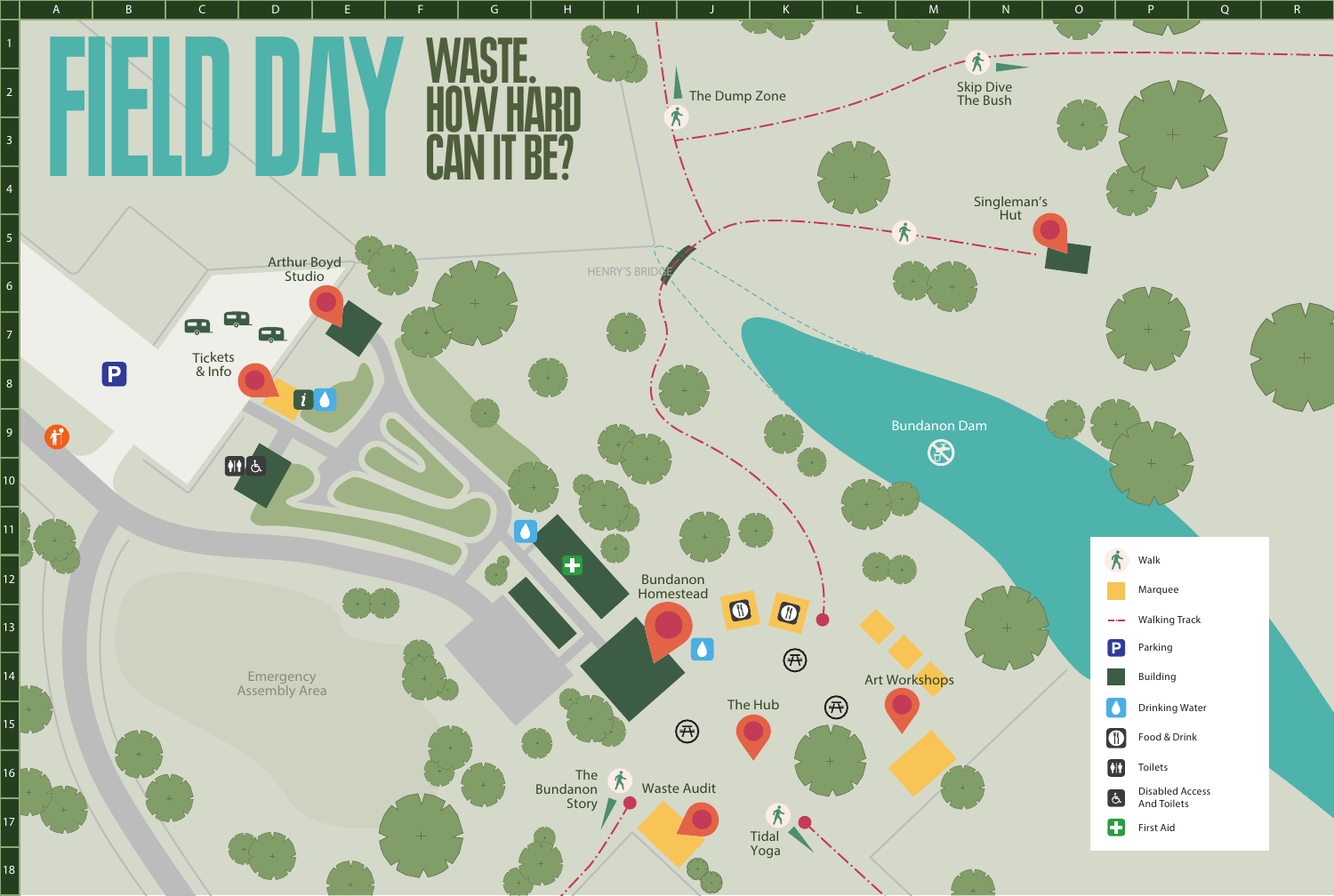# FIELD DAY

## WASTE. HOW HARD CAN IT BE?

The Dump Zone

Skip Dive The Bush

Singleman's Hut

HENRY'S BRIDGE

Arthur Boyd Studio

Tickets & Info

Bundanon Dam

Bundanon Homestead

Art Workshops

The Hub

Emergency Assembly Area

The Bundanon Story

Waste Audit

Tidal Yoga

- Walk
- Marquee
- Walking Track
- Parking
- Building
- Drinking Water
- Food & Drink
- Toilets
- Disabled Access And Toilets
- First Aid